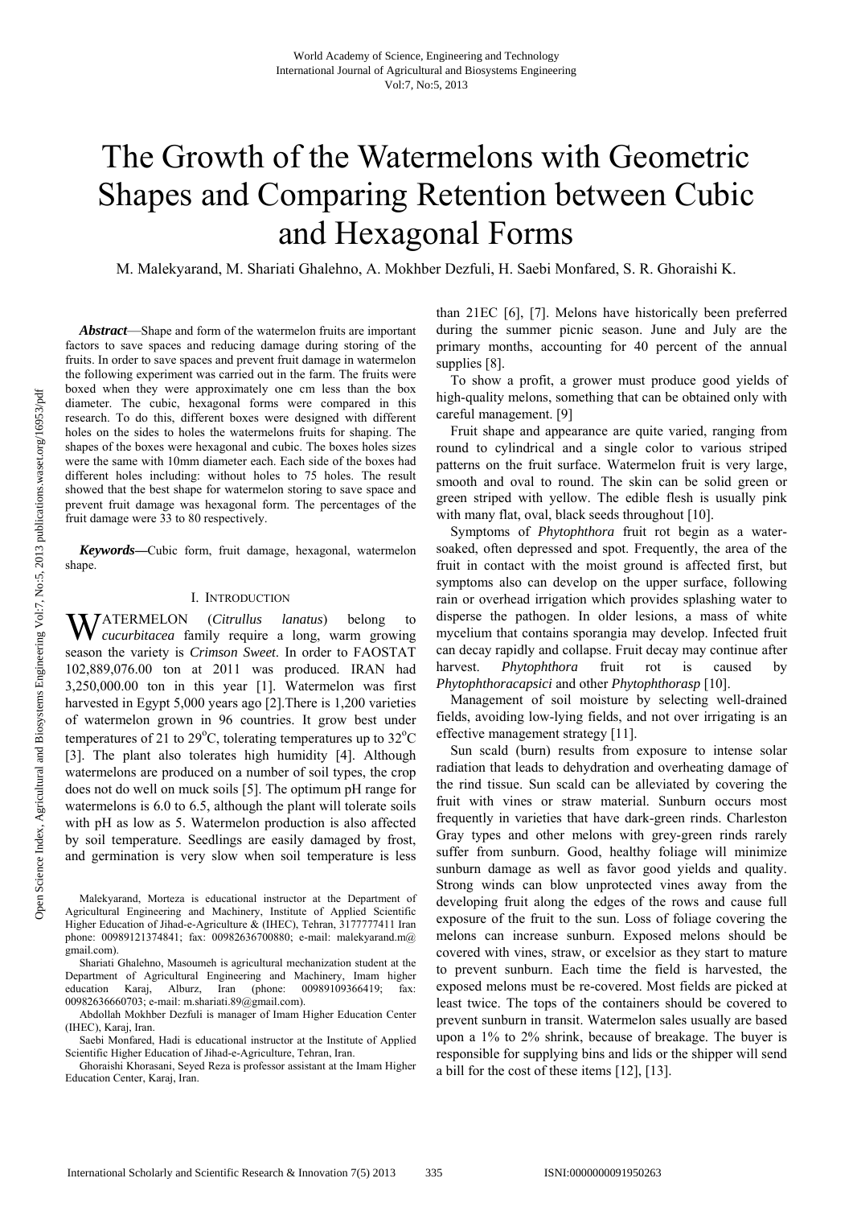# The Growth of the Watermelons with Geometric Shapes and Comparing Retention between Cubic and Hexagonal Forms

M. Malekyarand, M. Shariati Ghalehno, A. Mokhber Dezfuli, H. Saebi Monfared, S. R. Ghoraishi K.

***Abstract*****—**Shape and form of the watermelon fruits are important factors to save spaces and reducing damage during storing of the fruits. In order to save spaces and prevent fruit damage in watermelon the following experiment was carried out in the farm. The fruits were boxed when they were approximately one cm less than the box diameter. The cubic, hexagonal forms were compared in this research. To do this, different boxes were designed with different holes on the sides to holes the watermelons fruits for shaping. The shapes of the boxes were hexagonal and cubic. The boxes holes sizes were the same with 10mm diameter each. Each side of the boxes had different holes including: without holes to 75 holes. The result showed that the best shape for watermelon storing to save space and prevent fruit damage was hexagonal form. The percentages of the fruit damage were 33 to 80 respectively.

***Keywords*****—**Cubic form, fruit damage, hexagonal, watermelon shape.

## I. Introduction

WATERMELON (*Citrullus lanatus*) belong to *cucurbitacea* family require a long, warm growing season the variety is *Crimson Sweet*. In order to FAOSTAT 102,889,076.00 ton at 2011 was produced. IRAN had 3,250,000.00 ton in this year [1]. Watermelon was first harvested in Egypt 5,000 years ago [2].There is 1,200 varieties of watermelon grown in 96 countries. It grow best under temperatures of 21 to 29$^{o}$C, tolerating temperatures up to 32$^{o}$C [3]. The plant also tolerates high humidity [4]. Although watermelons are produced on a number of soil types, the crop does not do well on muck soils [5]. The optimum pH range for watermelons is 6.0 to 6.5, although the plant will tolerate soils with pH as low as 5. Watermelon production is also affected by soil temperature. Seedlings are easily damaged by frost, and germination is very slow when soil temperature is less than 21EC [6], [7]. Melons have historically been preferred during the summer picnic season. June and July are the primary months, accounting for 40 percent of the annual supplies [8].

To show a profit, a grower must produce good yields of high-quality melons, something that can be obtained only with careful management. [9]

Fruit shape and appearance are quite varied, ranging from round to cylindrical and a single color to various striped patterns on the fruit surface. Watermelon fruit is very large, smooth and oval to round. The skin can be solid green or green striped with yellow. The edible flesh is usually pink with many flat, oval, black seeds throughout [10].

Symptoms of *Phytophthora* fruit rot begin as a water-soaked, often depressed and spot. Frequently, the area of the fruit in contact with the moist ground is affected first, but symptoms also can develop on the upper surface, following rain or overhead irrigation which provides splashing water to disperse the pathogen. In older lesions, a mass of white mycelium that contains sporangia may develop. Infected fruit can decay rapidly and collapse. Fruit decay may continue after harvest. *Phytophthora* fruit rot is caused by *Phytophthoracapsici* and other *Phytophthorasp* [10].

Management of soil moisture by selecting well-drained fields, avoiding low-lying fields, and not over irrigating is an effective management strategy [11].

Sun scald (burn) results from exposure to intense solar radiation that leads to dehydration and overheating damage of the rind tissue. Sun scald can be alleviated by covering the fruit with vines or straw material. Sunburn occurs most frequently in varieties that have dark-green rinds. Charleston Gray types and other melons with grey-green rinds rarely suffer from sunburn. Good, healthy foliage will minimize sunburn damage as well as favor good yields and quality. Strong winds can blow unprotected vines away from the developing fruit along the edges of the rows and cause full exposure of the fruit to the sun. Loss of foliage covering the melons can increase sunburn. Exposed melons should be covered with vines, straw, or excelsior as they start to mature to prevent sunburn. Each time the field is harvested, the exposed melons must be re-covered. Most fields are picked at least twice. The tops of the containers should be covered to prevent sunburn in transit. Watermelon sales usually are based upon a 1% to 2% shrink, because of breakage. The buyer is responsible for supplying bins and lids or the shipper will send a bill for the cost of these items [12], [13].

Malekyarand, Morteza is educational instructor at the Department of Agricultural Engineering and Machinery, Institute of Applied Scientific Higher Education of Jihad-e-Agriculture & (IHEC), Tehran, 3177777411 Iran phone: 00989121374841; fax: 00982636700880; e-mail: malekyarand.m@gmail.com).

Shariati Ghalehno, Masoumeh is agricultural mechanization student at the Department of Agricultural Engineering and Machinery, Imam higher education Karaj, Alburz, Iran (phone: 00989109366419; fax: 00982636660703; e-mail: m.shariati.89@gmail.com).

Abdollah Mokhber Dezfuli is manager of Imam Higher Education Center (IHEC), Karaj, Iran.

Saebi Monfared, Hadi is educational instructor at the Institute of Applied Scientific Higher Education of Jihad-e-Agriculture, Tehran, Iran.

Ghoraishi Khorasani, Seyed Reza is professor assistant at the Imam Higher Education Center, Karaj, Iran.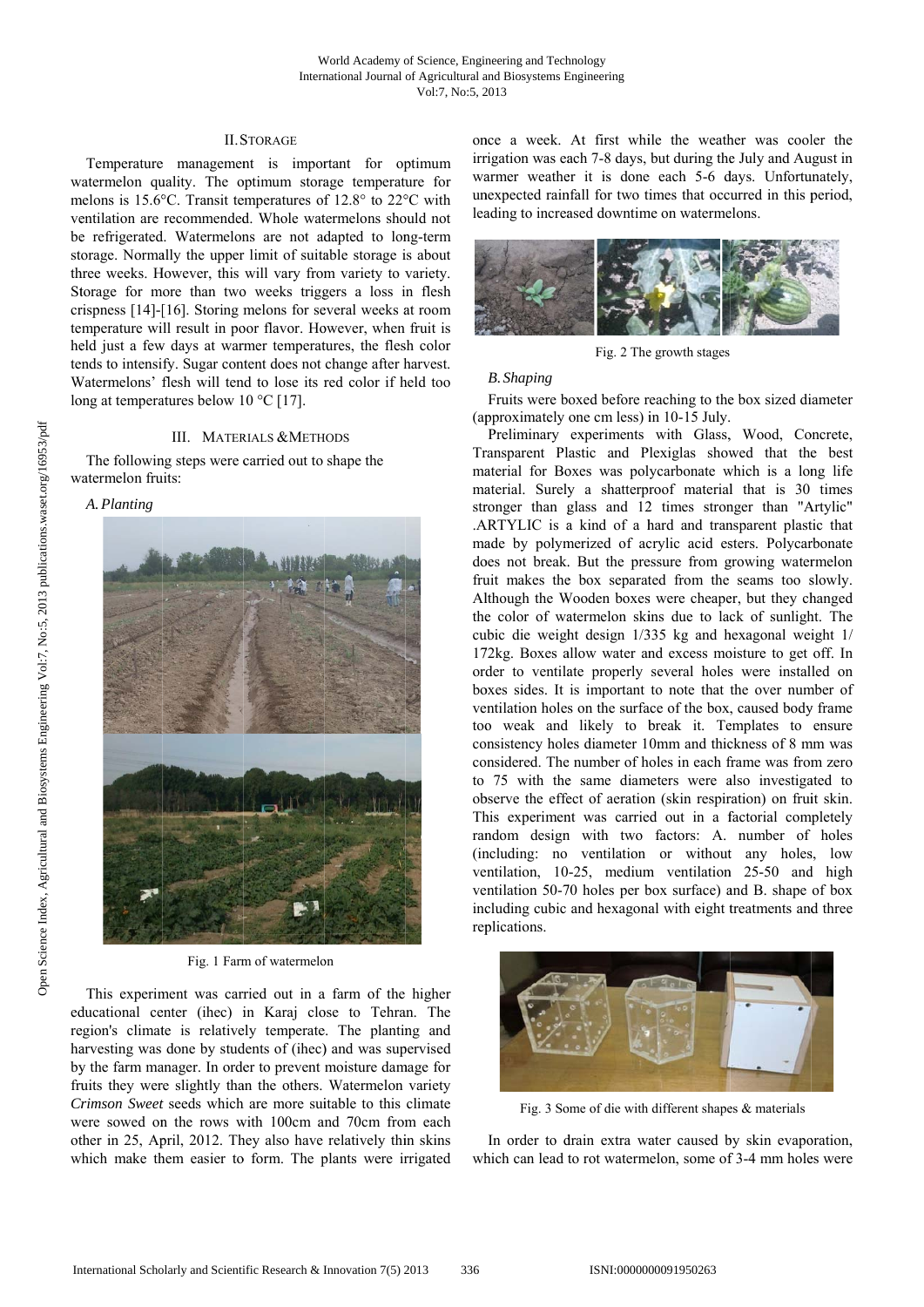## II. Storage

Temperature management is important for optimum watermelon quality. The optimum storage temperature for melons is 15.6°C. Transit temperatures of 12.8° to 22°C with ventilation are recommended. Whole watermelons should not be refrigerated. Watermelons are not adapted to long-term storage. Normally the upper limit of suitable storage is about three weeks. However, this will vary from variety to variety. Storage for more than two weeks triggers a loss in flesh crispness [14]-[16]. Storing melons for several weeks at room temperature will result in poor flavor. However, when fruit is held just a few days at warmer temperatures, the flesh color tends to intensify. Sugar content does not change after harvest. Watermelons' flesh will tend to lose its red color if held too long at temperatures below 10 °C [17].

## III. Materials & Methods

The following steps were carried out to shape the watermelon fruits:

### A. Planting

Fig. 1 Farm of watermelon

This experiment was carried out in a farm of the higher educational center (ihec) in Karaj close to Tehran. The region's climate is relatively temperate. The planting and harvesting was done by students of (ihec) and was supervised by the farm manager. In order to prevent moisture damage for fruits they were slightly than the others. Watermelon variety *Crimson Sweet* seeds which are more suitable to this climate were sowed on the rows with 100cm and 70cm from each other in 25, April, 2012. They also have relatively thin skins which make them easier to form. The plants were irrigated once a week. At first while the weather was cooler the irrigation was each 7-8 days, but during the July and August in warmer weather it is done each 5-6 days. Unfortunately, unexpected rainfall for two times that occurred in this period, leading to increased downtime on watermelons.

Fig. 2 The growth stages

### B. Shaping

Fruits were boxed before reaching to the box sized diameter (approximately one cm less) in 10-15 July.

Preliminary experiments with Glass, Wood, Concrete, Transparent Plastic and Plexiglas showed that the best material for Boxes was polycarbonate which is a long life material. Surely a shatterproof material that is 30 times stronger than glass and 12 times stronger than "Artylic" .ARTYLIC is a kind of a hard and transparent plastic that made by polymerized of acrylic acid esters. Polycarbonate does not break. But the pressure from growing watermelon fruit makes the box separated from the seams too slowly. Although the Wooden boxes were cheaper, but they changed the color of watermelon skins due to lack of sunlight. The cubic die weight design 1/335 kg and hexagonal weight 1/ 172kg. Boxes allow water and excess moisture to get off. In order to ventilate properly several holes were installed on boxes sides. It is important to note that the over number of ventilation holes on the surface of the box, caused body frame too weak and likely to break it. Templates to ensure consistency holes diameter 10mm and thickness of 8 mm was considered. The number of holes in each frame was from zero to 75 with the same diameters were also investigated to observe the effect of aeration (skin respiration) on fruit skin. This experiment was carried out in a factorial completely random design with two factors: A. number of holes (including: no ventilation or without any holes, low ventilation, 10-25, medium ventilation 25-50 and high ventilation 50-70 holes per box surface) and B. shape of box including cubic and hexagonal with eight treatments and three replications.

Fig. 3 Some of die with different shapes & materials

In order to drain extra water caused by skin evaporation, which can lead to rot watermelon, some of 3-4 mm holes were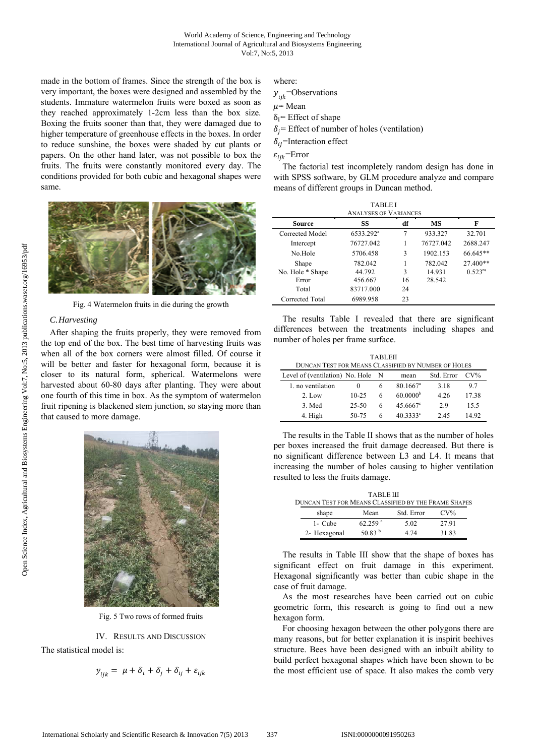made in the bottom of frames. Since the strength of the box is very important, the boxes were designed and assembled by the students. Immature watermelon fruits were boxed as soon as they reached approximately 1-2cm less than the box size. Boxing the fruits sooner than that, they were damaged due to higher temperature of greenhouse effects in the boxes. In order to reduce sunshine, the boxes were shaded by cut plants or papers. On the other hand later, was not possible to box the fruits. The fruits were constantly monitored every day. The conditions provided for both cubic and hexagonal shapes were same.

Fig. 4 Watermelon fruits in die during the growth

### *C. Harvesting*

After shaping the fruits properly, they were removed from the top end of the box. The best time of harvesting fruits was when all of the box corners were almost filled. Of course it will be better and faster for hexagonal form, because it is closer to its natural form, spherical. Watermelons were harvested about 60-80 days after planting. They were about one fourth of this time in box. As the symptom of watermelon fruit ripening is blackened stem junction, so staying more than that caused to more damage.

Fig. 5 Two rows of formed fruits

## IV. Results and Discussion

The statistical model is:

$$y_{ijk} = \mu + \delta_i + \delta_j + \delta_{ij} + \varepsilon_{ijk}$$

where:

$y_{ijk}$=Observations

$\mu$= Mean

$\delta_i$= Effect of shape

$\delta_j$= Effect of number of holes (ventilation)

$\delta_{ij}$=Interaction effect

$\varepsilon_{ijk}$=Error

The factorial test incompletely random design has done in with SPSS software, by GLM procedure analyze and compare means of different groups in Duncan method.

TABLE I
ANALYSES OF VARIANCES

| Source | SS | df | MS | F |
|---|---|---|---|---|
| Corrected Model | 6533.292[a] | 7 | 933.327 | 32.701 |
| Intercept | 76727.042 | 1 | 76727.042 | 2688.247 |
| No.Hole | 5706.458 | 3 | 1902.153 | 66.645** |
| Shape | 782.042 | 1 | 782.042 | 27.400** |
| No. Hole * Shape | 44.792 | 3 | 14.931 | 0.523[ns] |
| Error | 456.667 | 16 | 28.542 | |
| Total | 83717.000 | 24 | | |
| Corrected Total | 6989.958 | 23 | | |

The results Table I revealed that there are significant differences between the treatments including shapes and number of holes per frame surface.

TABLE II
DUNCAN TEST FOR MEANS CLASSIFIED BY NUMBER OF HOLES

| Level of (ventilation) | No. Hole | N | mean | Std. Error | CV% |
|---|---|---|---|---|---|
| 1. no ventilation | 0 | 6 | 80.1667[a] | 3.18 | 9.7 |
| 2. Low | 10-25 | 6 | 60.0000[b] | 4.26 | 17.38 |
| 3. Med | 25-50 | 6 | 45.6667[c] | 2.9 | 15.5 |
| 4. High | 50-75 | 6 | 40.3333[c] | 2.45 | 14.92 |

The results in the Table II shows that as the number of holes per boxes increased the fruit damage decreased. But there is no significant difference between L3 and L4. It means that increasing the number of holes causing to higher ventilation resulted to less the fruits damage.

TABLE III
DUNCAN TEST FOR MEANS CLASSIFIED BY THE FRAME SHAPES

| shape | Mean | Std. Error | CV% |
|---|---|---|---|
| 1- Cube | 62.259[a] | 5.02 | 27.91 |
| 2- Hexagonal | 50.83[b] | 4.74 | 31.83 |

The results in Table III show that the shape of boxes has significant effect on fruit damage in this experiment. Hexagonal significantly was better than cubic shape in the case of fruit damage.

As the most researches have been carried out on cubic geometric form, this research is going to find out a new hexagon form.

For choosing hexagon between the other polygons there are many reasons, but for better explanation it is inspirit beehives structure. Bees have been designed with an inbuilt ability to build perfect hexagonal shapes which have been shown to be the most efficient use of space. It also makes the comb very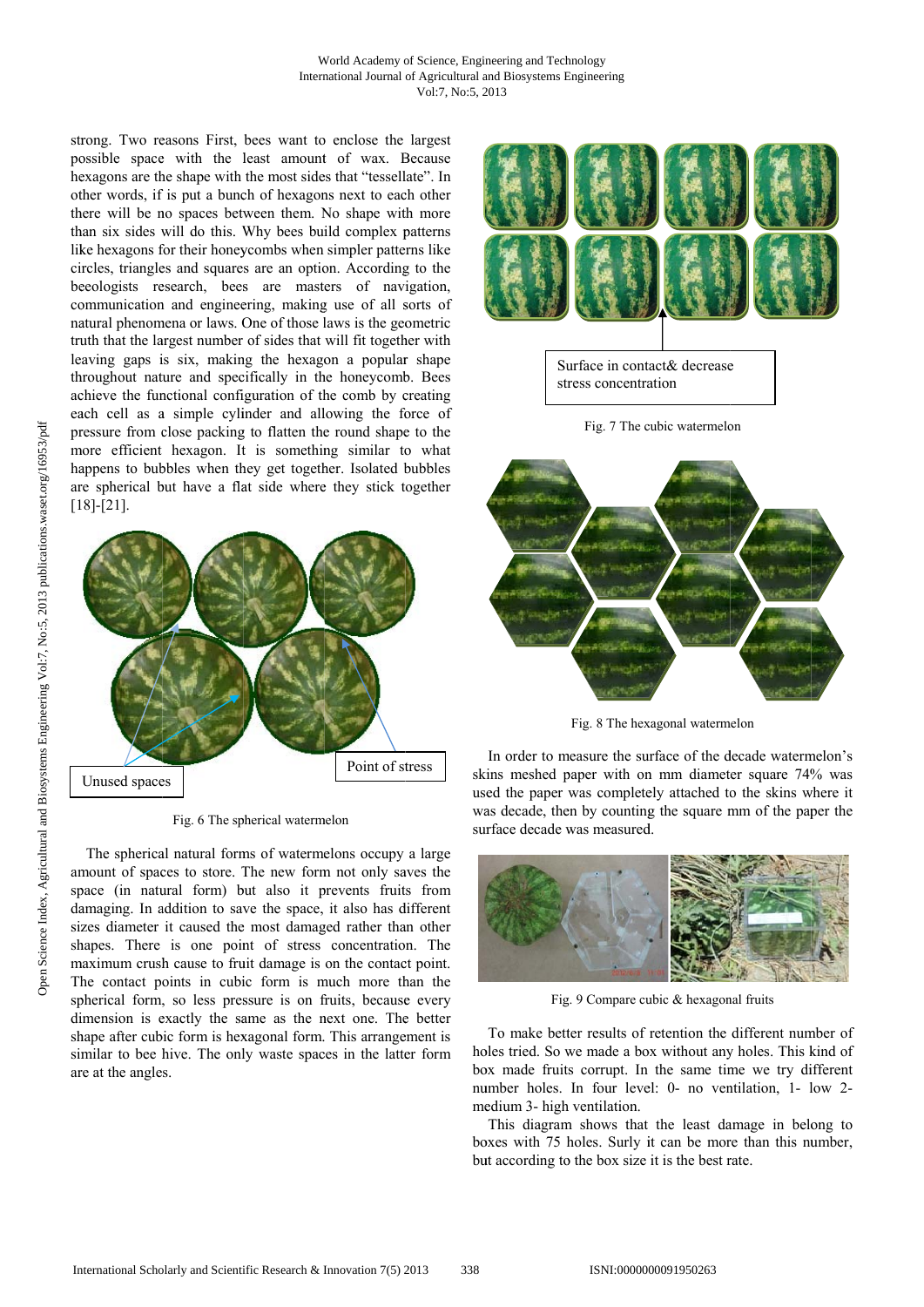strong. Two reasons First, bees want to enclose the largest possible space with the least amount of wax. Because hexagons are the shape with the most sides that "tessellate". In other words, if is put a bunch of hexagons next to each other there will be no spaces between them. No shape with more than six sides will do this. Why bees build complex patterns like hexagons for their honeycombs when simpler patterns like circles, triangles and squares are an option. According to the beeologists research, bees are masters of navigation, communication and engineering, making use of all sorts of natural phenomena or laws. One of those laws is the geometric truth that the largest number of sides that will fit together with leaving gaps is six, making the hexagon a popular shape throughout nature and specifically in the honeycomb. Bees achieve the functional configuration of the comb by creating each cell as a simple cylinder and allowing the force of pressure from close packing to flatten the round shape to the more efficient hexagon. It is something similar to what happens to bubbles when they get together. Isolated bubbles are spherical but have a flat side where they stick together [18]-[21].

Unused spaces

Point of stress

Fig. 6 The spherical watermelon

The spherical natural forms of watermelons occupy a large amount of spaces to store. The new form not only saves the space (in natural form) but also it prevents fruits from damaging. In addition to save the space, it also has different sizes diameter it caused the most damaged rather than other shapes. There is one point of stress concentration. The maximum crush cause to fruit damage is on the contact point. The contact points in cubic form is much more than the spherical form, so less pressure is on fruits, because every dimension is exactly the same as the next one. The better shape after cubic form is hexagonal form. This arrangement is similar to bee hive. The only waste spaces in the latter form are at the angles.

Surface in contact& decrease stress concentration

Fig. 7 The cubic watermelon

Fig. 8 The hexagonal watermelon

In order to measure the surface of the decade watermelon's skins meshed paper with on mm diameter square 74% was used the paper was completely attached to the skins where it was decade, then by counting the square mm of the paper the surface decade was measured.

Fig. 9 Compare cubic & hexagonal fruits

To make better results of retention the different number of holes tried. So we made a box without any holes. This kind of box made fruits corrupt. In the same time we try different number holes. In four level: 0- no ventilation, 1- low 2- medium 3- high ventilation.

This diagram shows that the least damage in belong to boxes with 75 holes. Surly it can be more than this number, but according to the box size it is the best rate.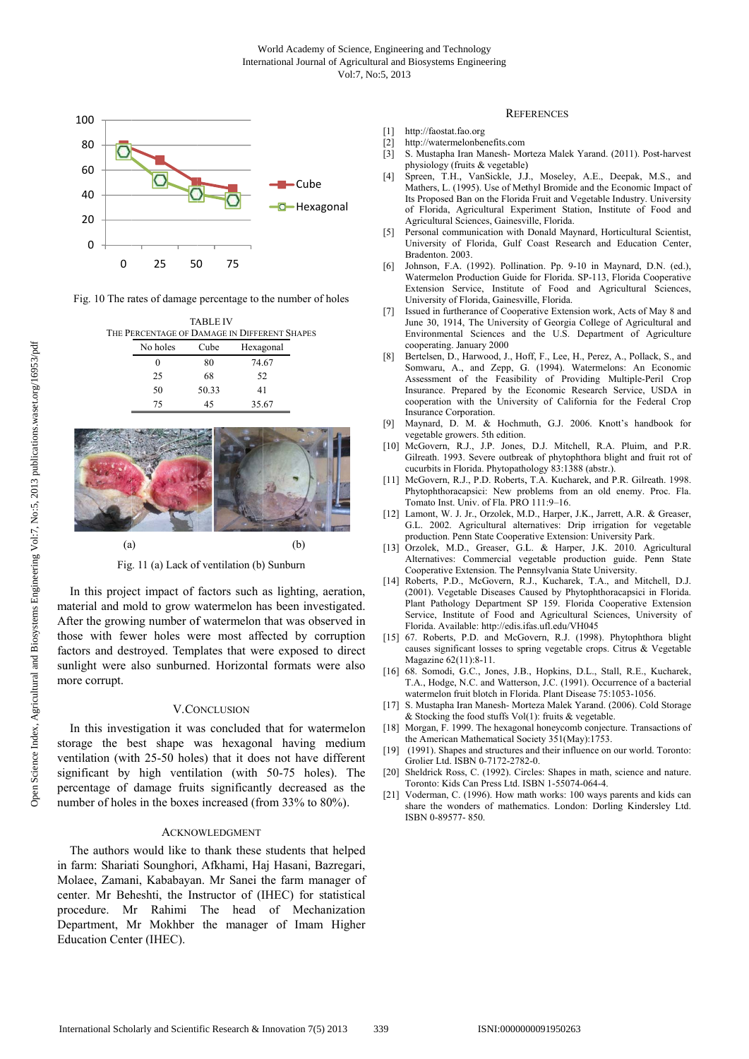100
80
60
40
20
0
0 25 50 75

Cube
Hexagonal

Fig. 10 The rates of damage percentage to the number of holes

TABLE IV
THE PERCENTAGE OF DAMAGE IN DIFFERENT SHAPES

| No holes | Cube | Hexagonal |
|---|---|---|
| 0 | 80 | 74.67 |
| 25 | 68 | 52 |
| 50 | 50.33 | 41 |
| 75 | 45 | 35.67 |

(a) (b)

Fig. 11 (a) Lack of ventilation (b) Sunburn

In this project impact of factors such as lighting, aeration, material and mold to grow watermelon has been investigated. After the growing number of watermelon that was observed in those with fewer holes were most affected by corruption factors and destroyed. Templates that were exposed to direct sunlight were also sunburned. Horizontal formats were also more corrupt.

## V. CONCLUSION

In this investigation it was concluded that for watermelon storage the best shape was hexagonal having medium ventilation (with 25-50 holes) that it does not have different significant by high ventilation (with 50-75 holes). The percentage of damage fruits significantly decreased as the number of holes in the boxes increased (from 33% to 80%).

## ACKNOWLEDGMENT

The authors would like to thank these students that helped in farm: Shariati Sounghori, Afkhami, Haj Hasani, Bazregari, Molaee, Zamani, Kababayan. Mr Sanei the farm manager of center. Mr Beheshti, the Instructor of (IHEC) for statistical procedure. Mr Rahimi The head of Mechanization Department, Mr Mokhber the manager of Imam Higher Education Center (IHEC).

## REFERENCES

[1] http://faostat.fao.org

[2] http://watermelonbenefits.com

[3] S. Mustapha Iran Manesh- Morteza Malek Yarand. (2011). Post-harvest physiology (fruits & vegetable)

[4] Spreen, T.H., VanSickle, J.J., Moseley, A.E., Deepak, M.S., and Mathers, L. (1995). Use of Methyl Bromide and the Economic Impact of Its Proposed Ban on the Florida Fruit and Vegetable Industry. University of Florida, Agricultural Experiment Station, Institute of Food and Agricultural Sciences, Gainesville, Florida.

[5] Personal communication with Donald Maynard, Horticultural Scientist, University of Florida, Gulf Coast Research and Education Center, Bradenton. 2003.

[6] Johnson, F.A. (1992). Pollination. Pp. 9-10 in Maynard, D.N. (ed.), Watermelon Production Guide for Florida. SP-113, Florida Cooperative Extension Service, Institute of Food and Agricultural Sciences, University of Florida, Gainesville, Florida.

[7] Issued in furtherance of Cooperative Extension work, Acts of May 8 and June 30, 1914, The University of Georgia College of Agricultural and Environmental Sciences and the U.S. Department of Agriculture cooperating. January 2000

[8] Bertelsen, D., Harwood, J., Hoff, F., Lee, H., Perez, A., Pollack, S., and Somwaru, A., and Zepp, G. (1994). Watermelons: An Economic Assessment of the Feasibility of Providing Multiple-Peril Crop Insurance. Prepared by the Economic Research Service, USDA in cooperation with the University of California for the Federal Crop Insurance Corporation.

[9] Maynard, D. M. & Hochmuth, G.J. 2006. Knott's handbook for vegetable growers. 5th edition.

[10] McGovern, R.J., J.P. Jones, D.J. Mitchell, R.A. Pluim, and P.R. Gilreath. 1993. Severe outbreak of phytophthora blight and fruit rot of cucurbits in Florida. Phytopathology 83:1388 (abstr.).

[11] McGovern, R.J., P.D. Roberts, T.A. Kucharek, and P.R. Gilreath. 1998. Phytophthoracapsici: New problems from an old enemy. Proc. Fla. Tomato Inst. Univ. of Fla. PRO 111:9–16.

[12] Lamont, W. J. Jr., Orzolek, M.D., Harper, J.K., Jarrett, A.R. & Greaser, G.L. 2002. Agricultural alternatives: Drip irrigation for vegetable production. Penn State Cooperative Extension: University Park.

[13] Orzolek, M.D., Greaser, G.L. & Harper, J.K. 2010. Agricultural Alternatives: Commercial vegetable production guide. Penn State Cooperative Extension. The Pennsylvania State University.

[14] Roberts, P.D., McGovern, R.J., Kucharek, T.A., and Mitchell, D.J. (2001). Vegetable Diseases Caused by Phytophthoracapsici in Florida. Plant Pathology Department SP 159. Florida Cooperative Extension Service, Institute of Food and Agricultural Sciences, University of Florida. Available: http://edis.ifas.ufl.edu/VH045

[15] 67. Roberts, P.D. and McGovern, R.J. (1998). Phytophthora blight causes significant losses to spring vegetable crops. Citrus & Vegetable Magazine 62(11):8-11.

[16] 68. Somodi, G.C., Jones, J.B., Hopkins, D.L., Stall, R.E., Kucharek, T.A., Hodge, N.C. and Watterson, J.C. (1991). Occurrence of a bacterial watermelon fruit blotch in Florida. Plant Disease 75:1053-1056.

[17] S. Mustapha Iran Manesh- Morteza Malek Yarand. (2006). Cold Storage & Stocking the food stuffs Vol(1): fruits & vegetable.

[18] Morgan, F. 1999. The hexagonal honeycomb conjecture. Transactions of the American Mathematical Society 351(May):1753.

[19] (1991). Shapes and structures and their influence on our world. Toronto: Grolier Ltd. ISBN 0-7172-2782-0.

[20] Sheldrick Ross, C. (1992). Circles: Shapes in math, science and nature. Toronto: Kids Can Press Ltd. ISBN 1-55074-064-4.

[21] Voderman, C. (1996). How math works: 100 ways parents and kids can share the wonders of mathematics. London: Dorling Kindersley Ltd. ISBN 0-89577- 850.